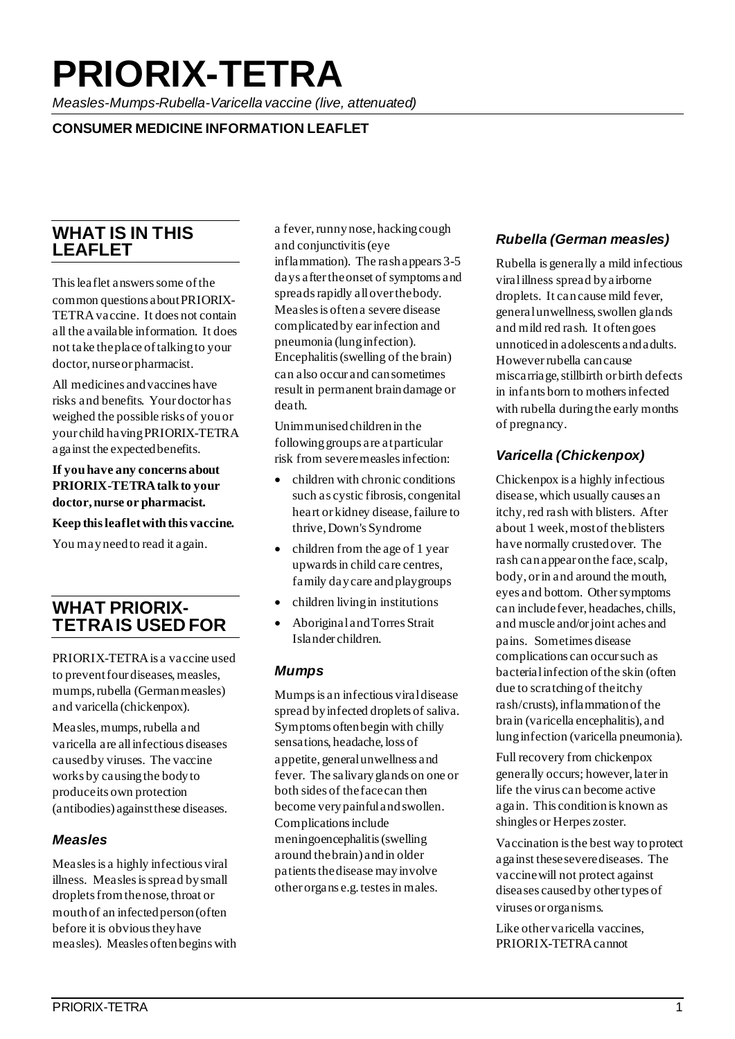# PRIORIX-TETRA

*Measles-Mumps-Rubella-Varicella vaccine (live, attenuated)*

**CONSUMER MEDICINE INFORMATION LEAFLET**

## WHAT IS IN THIS LEAFLET

This leaflet answers some of the common questions about PRIORIX-TETRA vaccine. It does not contain all the available information. It does not take the place of talking to your doctor, nurse or pharmacist.

All medicines and vaccines have risks and benefits. Your doctor has weighed the possible risks of you or your child having PRIORIX-TETRA against the expected benefits.

**If you have any concerns about PRIORIX-TETRA talk to your doctor, nurse or pharmacist.**

**Keep this leaflet with this vaccine.**

You may need to read it again.

## WHAT PRIORIX-TETRA IS USED FOR

PRIORIX-TETRA is a vaccine used to prevent four diseases, measles, mumps, rubella (German measles) and varicella (chickenpox).

Measles, mumps, rubella and varicella are all infectious diseases caused by viruses. The vaccine works by causing the body to produce its own protection (antibodies) against these diseases.

### *Measles*

Measles is a highly infectious viral illness. Measles is spread by small droplets from the nose, throat or mouth of an infected person (often before it is obvious they have measles). Measles often begins with a fever, runny nose, hacking cough and conjunctivitis (eye inflammation). The rash appears 3-5 days after the onset of symptoms and spreads rapidly all over the body. Measles is often a severe disease complicated by ear infection and pneumonia (lung infection). Encephalitis (swelling of the brain) can also occur and can sometimes result in permanent brain damage or death.

Unimmunised children in the following groups are at particular risk from severe measles infection:

- children with chronic conditions such as cystic fibrosis, congenital heart or kidney disease, failure to thrive, Down's Syndrome
- children from the age of 1 year upwards in child care centres, family day care and playgroups
- children living in institutions
- Aboriginal and Torres Strait Islander children.

### *Mumps*

Mumps is an infectious viral disease spread by infected droplets of saliva. Symptoms often begin with chilly sensations, headache, loss of appetite, general unwellness and fever. The salivary glands on one or both sides of the face can then become very painful and swollen. Complications include meningoencephalitis (swelling around the brain) and in older patients the disease may involve other organs e.g. testes in males.

### *Rubella (German measles)*

Rubella is generally a mild infectious viral illness spread by airborne droplets. It can cause mild fever, general unwellness, swollen glands and mild red rash. It often goes unnoticed in adolescents and adults. However rubella can cause miscarriage, stillbirth or birth defects in infants born to mothers infected with rubella during the early months of pregnancy.

### *Varicella (Chickenpox)*

Chickenpox is a highly infectious disease, which usually causes an itchy, red rash with blisters. After about 1 week, most of the blisters have normally crusted over. The rash can appear on the face, scalp, body, or in and around the mouth, eyes and bottom. Other symptoms can include fever, headaches, chills, and muscle and/or joint aches and pains. Sometimes disease complications can occur such as bacterial infection of the skin (often due to scratching of the itchy rash/crusts), inflammation of the brain (varicella encephalitis), and lung infection (varicella pneumonia).

Full recovery from chickenpox generally occurs; however, later in life the virus can become active again. This condition is known as shingles or Herpes zoster.

Vaccination is the best way to protect against these severe diseases. The vaccine will not protect against diseases caused by other types of viruses or organisms.

Like other varicella vaccines, PRIORIX-TETRA cannot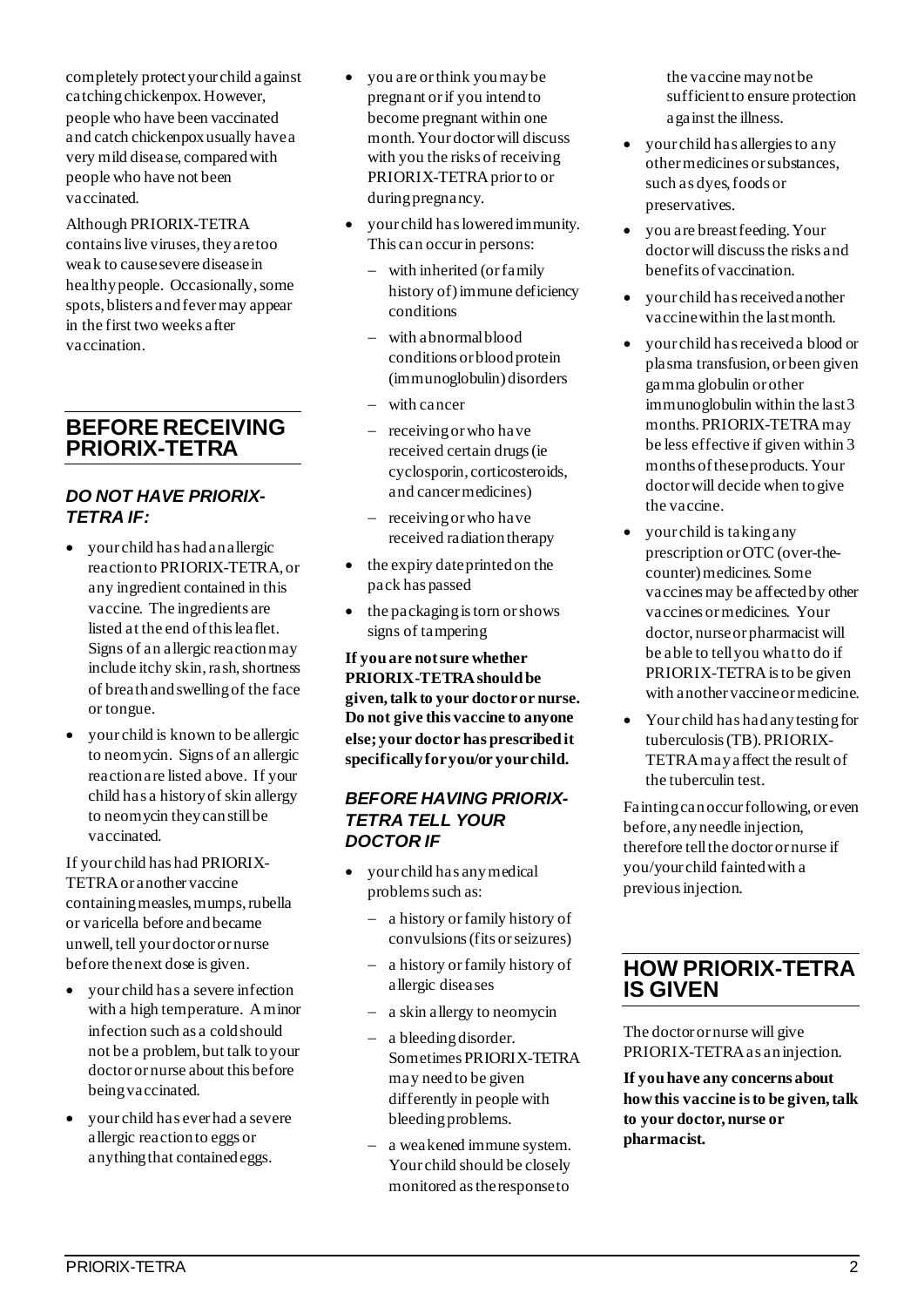completely protect your child against catching chickenpox. However, people who have been vaccinated and catch chickenpox usually have a very mild disease, compared with people who have not been vaccinated.

Although PRIORIX-TETRA contains live viruses, they are too weak to cause severe disease in healthy people. Occasionally, some spots, blisters and fever may appear in the first two weeks after vaccination.

## BEFORE RECEIVING PRIORIX-TETRA

### *DO NOT HAVE PRIORIX-TETRA IF:*

- your child has had an allergic reaction to PRIORIX-TETRA, or any ingredient contained in this vaccine. The ingredients are listed at the end of this leaflet. Signs of an allergic reaction may include itchy skin, rash, shortness of breath and swelling of the face or tongue.
- your child is known to be allergic to neomycin. Signs of an allergic reaction are listed above. If your child has a history of skin allergy to neomycin they can still be vaccinated.

If your child has had PRIORIX-TETRA or another vaccine containing measles, mumps, rubella or varicella before and became unwell, tell your doctor or nurse before the next dose is given.

- your child has a severe infection with a high temperature. A minor infection such as a cold should not be a problem, but talk to your doctor or nurse about this before being vaccinated.
- your child has ever had a severe allergic reaction to eggs or anything that contained eggs.
- you are or think you may be pregnant or if you intend to become pregnant within one month. Your doctor will discuss with you the risks of receiving PRIORIX-TETRA prior to or during pregnancy.
- your child has lowered immunity. This can occur in persons:
  - with inherited (or family history of) immune deficiency conditions
  - with abnormal blood conditions or blood protein (immunoglobulin) disorders
  - with cancer
  - receiving or who have received certain drugs (ie cyclosporin, corticosteroids, and cancer medicines)
  - receiving or who have received radiation therapy
- the expiry date printed on the pack has passed
- the packaging is torn or shows signs of tampering

**If you are not sure whether PRIORIX-TETRA should be given, talk to your doctor or nurse. Do not give this vaccine to anyone else; your doctor has prescribed it specifically for you/or your child.**

### *BEFORE HAVING PRIORIX-TETRA TELL YOUR DOCTOR IF*

- your child has any medical problems such as:
  - a history or family history of convulsions (fits or seizures)
  - a history or family history of allergic diseases
  - a skin allergy to neomycin
  - a bleeding disorder. Sometimes PRIORIX-TETRA may need to be given differently in people with bleeding problems.
  - a weakened immune system. Your child should be closely monitored as the response to the vaccine may not be sufficient to ensure protection against the illness.
- your child has allergies to any other medicines or substances, such as dyes, foods or preservatives.
- you are breast feeding. Your doctor will discuss the risks and benefits of vaccination.
- your child has received another vaccine within the last month.
- your child has received a blood or plasma transfusion, or been given gamma globulin or other immunoglobulin within the last 3 months. PRIORIX-TETRA may be less effective if given within 3 months of these products. Your doctor will decide when to give the vaccine.
- your child is taking any prescription or OTC (over-the-counter) medicines. Some vaccines may be affected by other vaccines or medicines. Your doctor, nurse or pharmacist will be able to tell you what to do if PRIORIX-TETRA is to be given with another vaccine or medicine.
- Your child has had any testing for tuberculosis (TB). PRIORIX-TETRA may affect the result of the tuberculin test.

Fainting can occur following, or even before, any needle injection, therefore tell the doctor or nurse if you/your child fainted with a previous injection.

## HOW PRIORIX-TETRA IS GIVEN

The doctor or nurse will give PRIORIX-TETRA as an injection.

**If you have any concerns about how this vaccine is to be given, talk to your doctor, nurse or pharmacist.**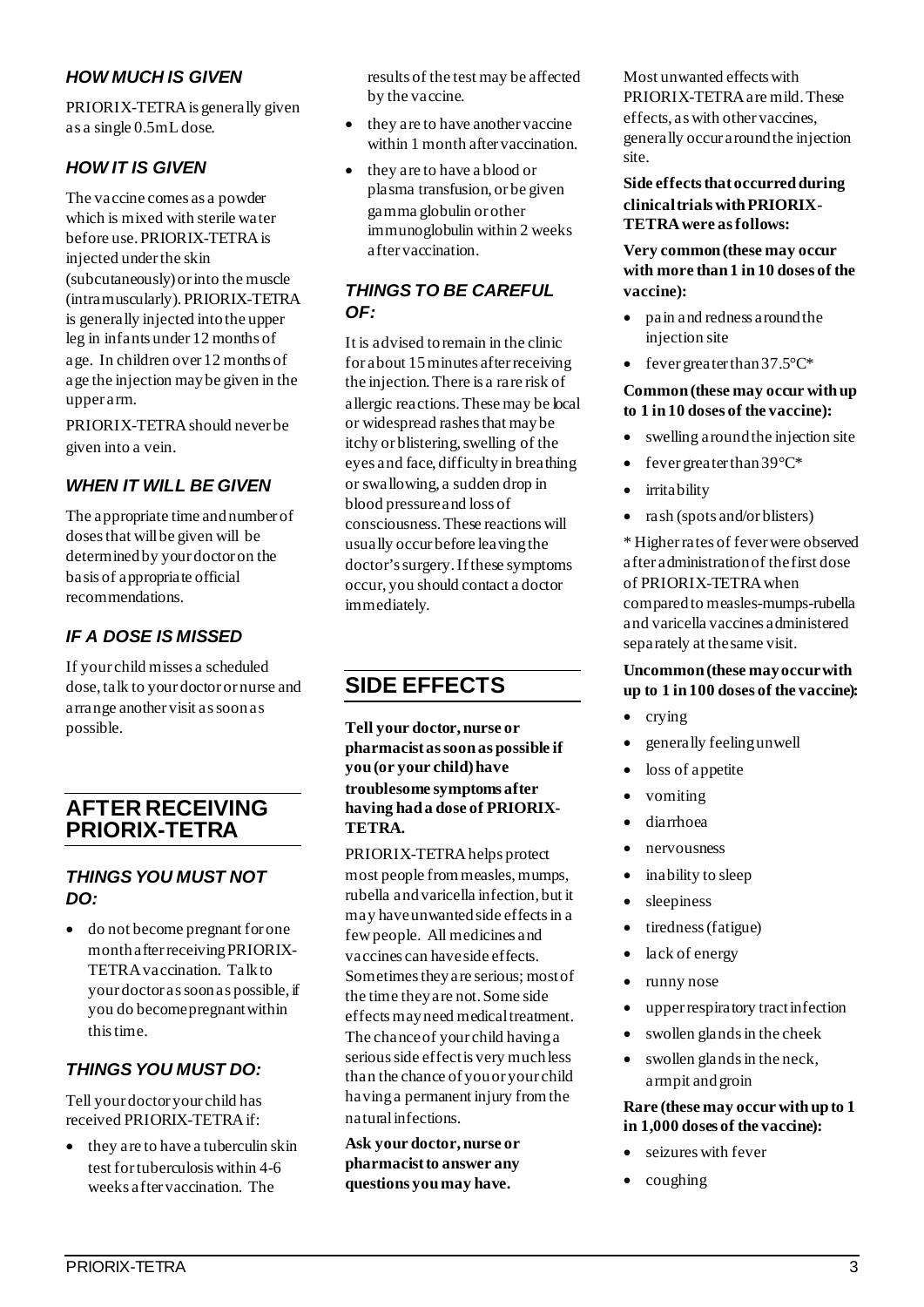### *HOW MUCH IS GIVEN*

PRIORIX-TETRA is generally given as a single 0.5mL dose.

### *HOW IT IS GIVEN*

The vaccine comes as a powder which is mixed with sterile water before use. PRIORIX-TETRA is injected under the skin (subcutaneously) or into the muscle (intramuscularly). PRIORIX-TETRA is generally injected into the upper leg in infants under 12 months of age. In children over 12 months of age the injection may be given in the upper arm.

PRIORIX-TETRA should never be given into a vein.

### *WHEN IT WILL BE GIVEN*

The appropriate time and number of doses that will be given will be determined by your doctor on the basis of appropriate official recommendations.

### *IF A DOSE IS MISSED*

If your child misses a scheduled dose, talk to your doctor or nurse and arrange another visit as soon as possible.

## AFTER RECEIVING PRIORIX-TETRA

### *THINGS YOU MUST NOT DO:*

- do not become pregnant for one month after receiving PRIORIX-TETRA vaccination. Talk to your doctor as soon as possible, if you do become pregnant within this time.

### *THINGS YOU MUST DO:*

Tell your doctor your child has received PRIORIX-TETRA if:

- they are to have a tuberculin skin test for tuberculosis within 4-6 weeks after vaccination. The results of the test may be affected by the vaccine.
- they are to have another vaccine within 1 month after vaccination.
- they are to have a blood or plasma transfusion, or be given gamma globulin or other immunoglobulin within 2 weeks after vaccination.

### *THINGS TO BE CAREFUL OF:*

It is advised to remain in the clinic for about 15 minutes after receiving the injection. There is a rare risk of allergic reactions. These may be local or widespread rashes that may be itchy or blistering, swelling of the eyes and face, difficulty in breathing or swallowing, a sudden drop in blood pressure and loss of consciousness. These reactions will usually occur before leaving the doctor's surgery. If these symptoms occur, you should contact a doctor immediately.

## SIDE EFFECTS

**Tell your doctor, nurse or pharmacist as soon as possible if you (or your child) have troublesome symptoms after having had a dose of PRIORIX-TETRA.**

PRIORIX-TETRA helps protect most people from measles, mumps, rubella and varicella infection, but it may have unwanted side effects in a few people. All medicines and vaccines can have side effects. Sometimes they are serious; most of the time they are not. Some side effects may need medical treatment. The chance of your child having a serious side effect is very much less than the chance of you or your child having a permanent injury from the natural infections.

**Ask your doctor, nurse or pharmacist to answer any questions you may have.**

Most unwanted effects with PRIORIX-TETRA are mild. These effects, as with other vaccines, generally occur around the injection site.

**Side effects that occurred during clinical trials with PRIORIX-TETRA were as follows:**

**Very common (these may occur with more than 1 in 10 doses of the vaccine):**

- pain and redness around the injection site
- fever greater than 37.5°C*

**Common (these may occur with up to 1 in 10 doses of the vaccine):**

- swelling around the injection site
- fever greater than 39°C*
- irritability
- rash (spots and/or blisters)

\* Higher rates of fever were observed after administration of the first dose of PRIORIX-TETRA when compared to measles-mumps-rubella and varicella vaccines administered separately at the same visit.

**Uncommon (these may occur with up to 1 in 100 doses of the vaccine):**

- crying
- generally feeling unwell
- loss of appetite
- vomiting
- diarrhoea
- nervousness
- inability to sleep
- sleepiness
- tiredness (fatigue)
- lack of energy
- runny nose
- upper respiratory tract infection
- swollen glands in the cheek
- swollen glands in the neck, armpit and groin

**Rare (these may occur with up to 1 in 1,000 doses of the vaccine):**

- seizures with fever
- coughing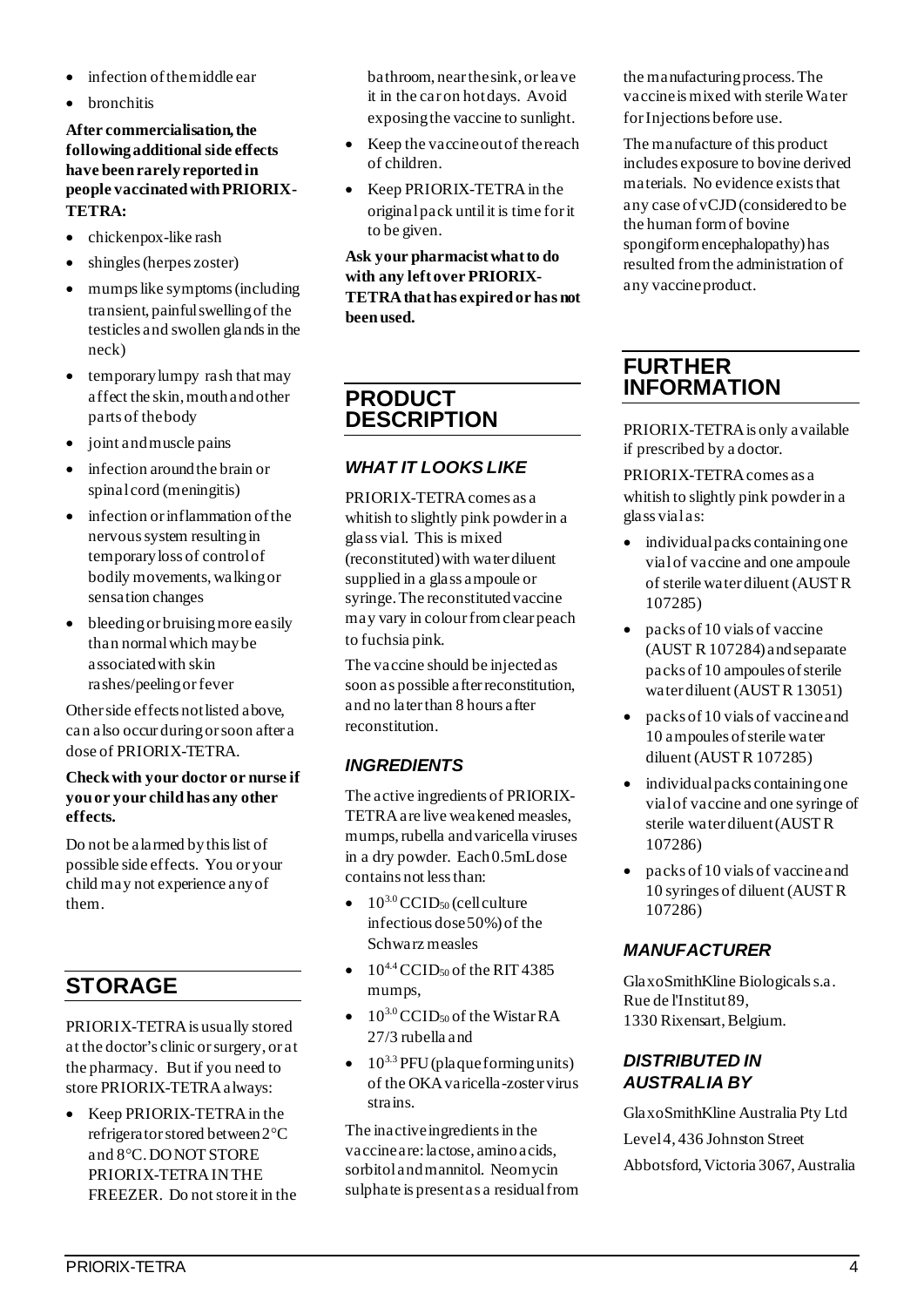- infection of the middle ear
- bronchitis

**After commercialisation, the following additional side effects have been rarely reported in people vaccinated with PRIORIX-TETRA:**

- chickenpox-like rash
- shingles (herpes zoster)
- mumps like symptoms (including transient, painful swelling of the testicles and swollen glands in the neck)
- temporary lumpy rash that may affect the skin, mouth and other parts of the body
- joint and muscle pains
- infection around the brain or spinal cord (meningitis)
- infection or inflammation of the nervous system resulting in temporary loss of control of bodily movements, walking or sensation changes
- bleeding or bruising more easily than normal which may be associated with skin rashes/peeling or fever

Other side effects not listed above, can also occur during or soon after a dose of PRIORIX-TETRA.

**Check with your doctor or nurse if you or your child has any other effects.**

Do not be alarmed by this list of possible side effects. You or your child may not experience any of them.

## STORAGE

PRIORIX-TETRA is usually stored at the doctor's clinic or surgery, or at the pharmacy. But if you need to store PRIORIX-TETRA always:

- Keep PRIORIX-TETRA in the refrigerator stored between 2°C and 8°C. DO NOT STORE PRIORIX-TETRA IN THE FREEZER. Do not store it in the bathroom, near the sink, or leave it in the car on hot days. Avoid exposing the vaccine to sunlight.
- Keep the vaccine out of the reach of children.
- Keep PRIORIX-TETRA in the original pack until it is time for it to be given.

**Ask your pharmacist what to do with any left over PRIORIX-TETRA that has expired or has not been used.**

## PRODUCT DESCRIPTION

### *WHAT IT LOOKS LIKE*

PRIORIX-TETRA comes as a whitish to slightly pink powder in a glass vial. This is mixed (reconstituted) with water diluent supplied in a glass ampoule or syringe. The reconstituted vaccine may vary in colour from clear peach to fuchsia pink.

The vaccine should be injected as soon as possible after reconstitution, and no later than 8 hours after reconstitution.

### *INGREDIENTS*

The active ingredients of PRIORIX-TETRA are live weakened measles, mumps, rubella and varicella viruses in a dry powder. Each 0.5mL dose contains not less than:

- $10^{3.0}$ $CCID_{50}$ (cell culture infectious dose 50%) of the Schwarz measles
- $10^{4.4}$ $CCID_{50}$ of the RIT 4385 mumps,
- $10^{3.0}$ $CCID_{50}$ of the Wistar RA 27/3 rubella and
- $10^{3.3}$ PFU (plaque forming units) of the OKA varicella-zoster virus strains.

The inactive ingredients in the vaccine are: lactose, amino acids, sorbitol and mannitol. Neomycin sulphate is present as a residual from the manufacturing process. The vaccine is mixed with sterile Water for Injections before use.

The manufacture of this product includes exposure to bovine derived materials. No evidence exists that any case of vCJD (considered to be the human form of bovine spongiform encephalopathy) has resulted from the administration of any vaccine product.

## FURTHER INFORMATION

PRIORIX-TETRA is only available if prescribed by a doctor.

PRIORIX-TETRA comes as a whitish to slightly pink powder in a glass vial as:

- individual packs containing one vial of vaccine and one ampoule of sterile water diluent (AUST R 107285)
- packs of 10 vials of vaccine (AUST R 107284) and separate packs of 10 ampoules of sterile water diluent (AUST R 13051)
- packs of 10 vials of vaccine and 10 ampoules of sterile water diluent (AUST R 107285)
- individual packs containing one vial of vaccine and one syringe of sterile water diluent (AUST R 107286)
- packs of 10 vials of vaccine and 10 syringes of diluent (AUST R 107286)

### *MANUFACTURER*

GlaxoSmithKline Biologicals s.a.
Rue de l'Institut 89,
1330 Rixensart, Belgium.

### *DISTRIBUTED IN AUSTRALIA BY*

GlaxoSmithKline Australia Pty Ltd

Level 4, 436 Johnston Street

Abbotsford, Victoria 3067, Australia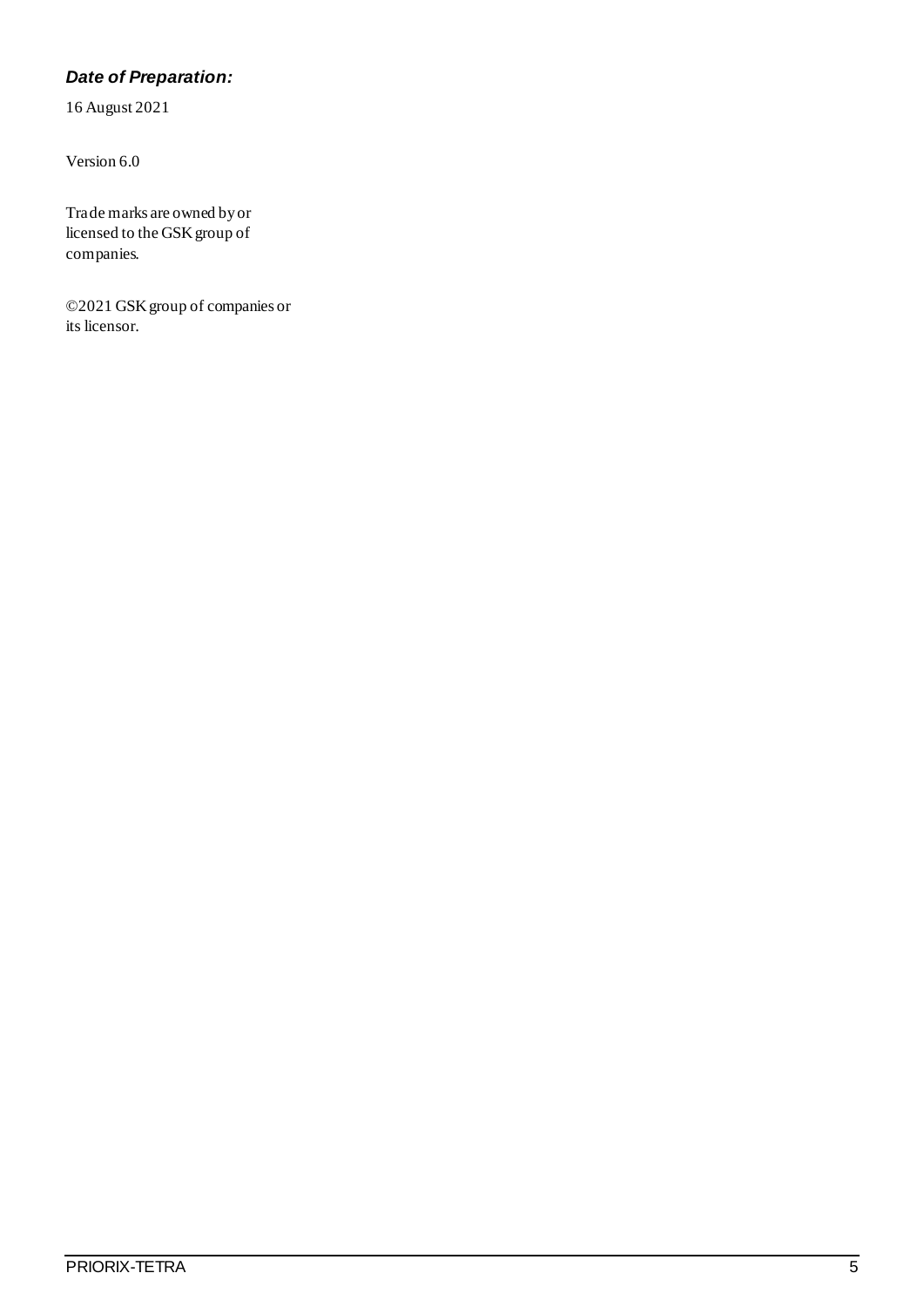***Date of Preparation:***

16 August 2021

Version 6.0

Trade marks are owned by or licensed to the GSK group of companies.

©2021 GSK group of companies or its licensor.